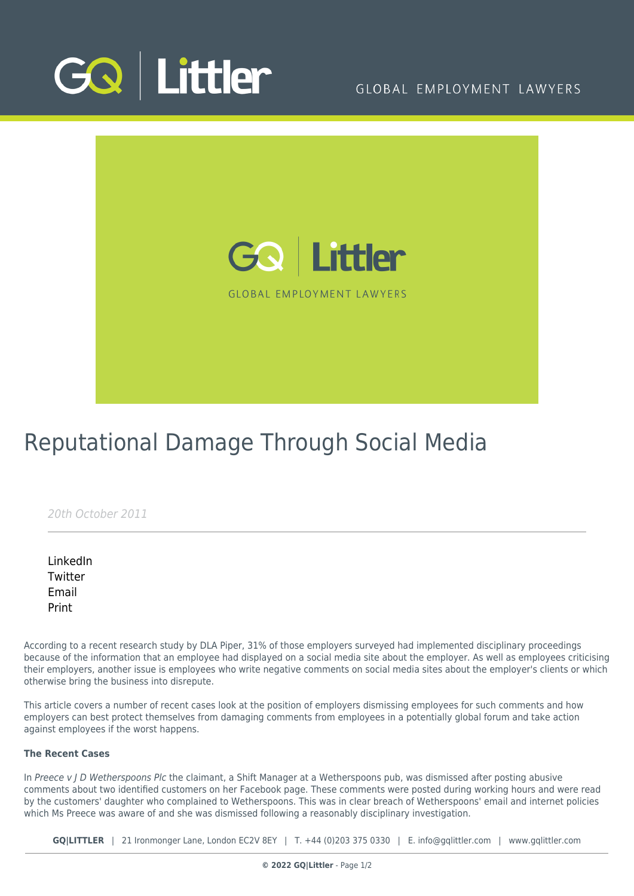# Reputational Damage Through Social Media

*20th October 2011*

LinkedIn
Twitter
Email
Print

According to a recent research study by DLA Piper, 31% of those employers surveyed had implemented disciplinary proceedings because of the information that an employee had displayed on a social media site about the employer. As well as employees criticising their employers, another issue is employees who write negative comments on social media sites about the employer's clients or which otherwise bring the business into disrepute.

This article covers a number of recent cases look at the position of employers dismissing employees for such comments and how employers can best protect themselves from damaging comments from employees in a potentially global forum and take action against employees if the worst happens.

**The Recent Cases**

In *Preece v J D Wetherspoons Plc* the claimant, a Shift Manager at a Wetherspoons pub, was dismissed after posting abusive comments about two identified customers on her Facebook page. These comments were posted during working hours and were read by the customers' daughter who complained to Wetherspoons. This was in clear breach of Wetherspoons' email and internet policies which Ms Preece was aware of and she was dismissed following a reasonably disciplinary investigation.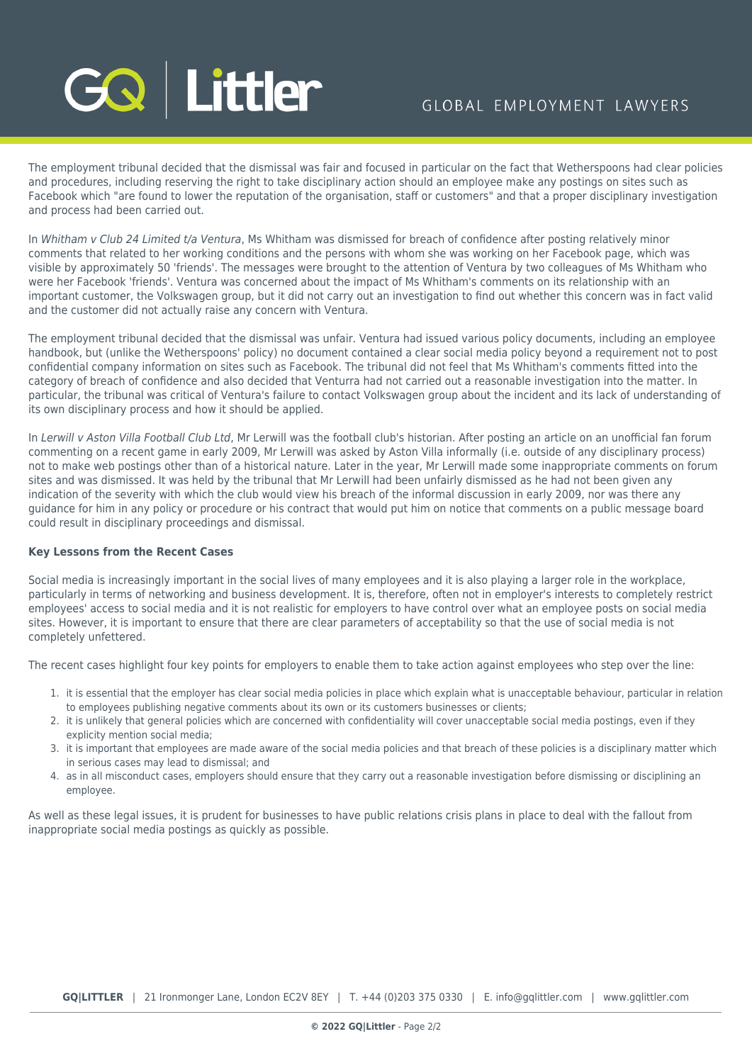The employment tribunal decided that the dismissal was fair and focused in particular on the fact that Wetherspoons had clear policies and procedures, including reserving the right to take disciplinary action should an employee make any postings on sites such as Facebook which "are found to lower the reputation of the organisation, staff or customers" and that a proper disciplinary investigation and process had been carried out.

In *Whitham v Club 24 Limited t/a Ventura*, Ms Whitham was dismissed for breach of confidence after posting relatively minor comments that related to her working conditions and the persons with whom she was working on her Facebook page, which was visible by approximately 50 'friends'. The messages were brought to the attention of Ventura by two colleagues of Ms Whitham who were her Facebook 'friends'. Ventura was concerned about the impact of Ms Whitham's comments on its relationship with an important customer, the Volkswagen group, but it did not carry out an investigation to find out whether this concern was in fact valid and the customer did not actually raise any concern with Ventura.

The employment tribunal decided that the dismissal was unfair. Ventura had issued various policy documents, including an employee handbook, but (unlike the Wetherspoons' policy) no document contained a clear social media policy beyond a requirement not to post confidential company information on sites such as Facebook. The tribunal did not feel that Ms Whitham's comments fitted into the category of breach of confidence and also decided that Venturra had not carried out a reasonable investigation into the matter. In particular, the tribunal was critical of Ventura's failure to contact Volkswagen group about the incident and its lack of understanding of its own disciplinary process and how it should be applied.

In *Lerwill v Aston Villa Football Club Ltd*, Mr Lerwill was the football club's historian. After posting an article on an unofficial fan forum commenting on a recent game in early 2009, Mr Lerwill was asked by Aston Villa informally (i.e. outside of any disciplinary process) not to make web postings other than of a historical nature. Later in the year, Mr Lerwill made some inappropriate comments on forum sites and was dismissed. It was held by the tribunal that Mr Lerwill had been unfairly dismissed as he had not been given any indication of the severity with which the club would view his breach of the informal discussion in early 2009, nor was there any guidance for him in any policy or procedure or his contract that would put him on notice that comments on a public message board could result in disciplinary proceedings and dismissal.

**Key Lessons from the Recent Cases**

Social media is increasingly important in the social lives of many employees and it is also playing a larger role in the workplace, particularly in terms of networking and business development. It is, therefore, often not in employer's interests to completely restrict employees' access to social media and it is not realistic for employers to have control over what an employee posts on social media sites. However, it is important to ensure that there are clear parameters of acceptability so that the use of social media is not completely unfettered.

The recent cases highlight four key points for employers to enable them to take action against employees who step over the line:

1. it is essential that the employer has clear social media policies in place which explain what is unacceptable behaviour, particular in relation to employees publishing negative comments about its own or its customers businesses or clients;
2. it is unlikely that general policies which are concerned with confidentiality will cover unacceptable social media postings, even if they explicity mention social media;
3. it is important that employees are made aware of the social media policies and that breach of these policies is a disciplinary matter which in serious cases may lead to dismissal; and
4. as in all misconduct cases, employers should ensure that they carry out a reasonable investigation before dismissing or disciplining an employee.

As well as these legal issues, it is prudent for businesses to have public relations crisis plans in place to deal with the fallout from inappropriate social media postings as quickly as possible.